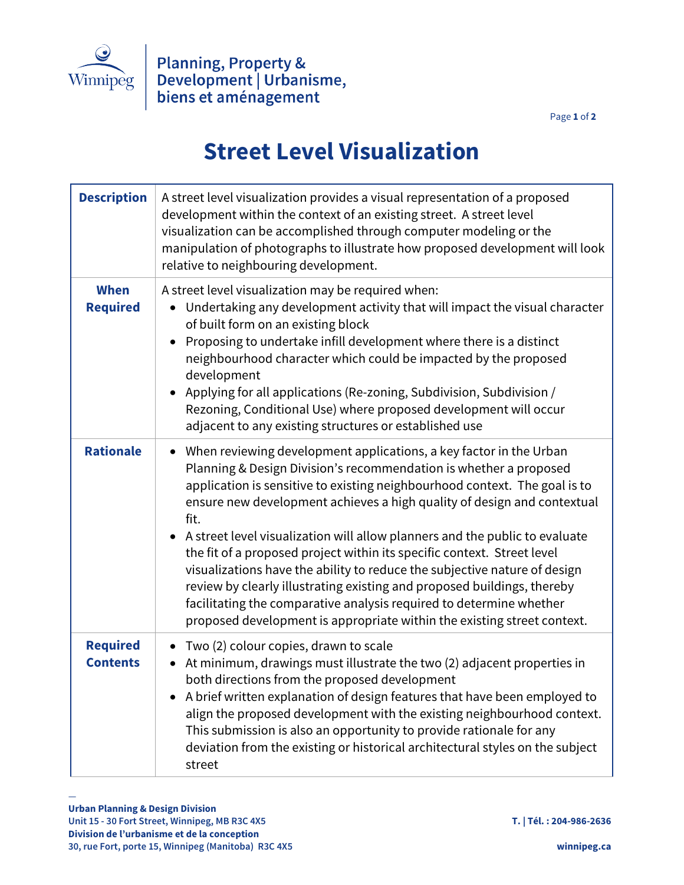Planning, Property & Development | Urbanisme, biens et aménagement

# Street Level Visualization

| | |
|---|---|
| **Description** | A street level visualization provides a visual representation of a proposed development within the context of an existing street. A street level visualization can be accomplished through computer modeling or the manipulation of photographs to illustrate how proposed development will look relative to neighbouring development. |
| **When Required** | A street level visualization may be required when: <br>• Undertaking any development activity that will impact the visual character of built form on an existing block <br>• Proposing to undertake infill development where there is a distinct neighbourhood character which could be impacted by the proposed development <br>• Applying for all applications (Re-zoning, Subdivision, Subdivision / Rezoning, Conditional Use) where proposed development will occur adjacent to any existing structures or established use |
| **Rationale** | • When reviewing development applications, a key factor in the Urban Planning & Design Division's recommendation is whether a proposed application is sensitive to existing neighbourhood context. The goal is to ensure new development achieves a high quality of design and contextual fit. <br>• A street level visualization will allow planners and the public to evaluate the fit of a proposed project within its specific context. Street level visualizations have the ability to reduce the subjective nature of design review by clearly illustrating existing and proposed buildings, thereby facilitating the comparative analysis required to determine whether proposed development is appropriate within the existing street context. |
| **Required Contents** | • Two (2) colour copies, drawn to scale <br>• At minimum, drawings must illustrate the two (2) adjacent properties in both directions from the proposed development <br>• A brief written explanation of design features that have been employed to align the proposed development with the existing neighbourhood context. This submission is also an opportunity to provide rationale for any deviation from the existing or historical architectural styles on the subject street |

**Urban Planning & Design Division**
Unit 15 - 30 Fort Street, Winnipeg, MB R3C 4X5
**Division de l'urbanisme et de la conception**
30, rue Fort, porte 15, Winnipeg (Manitoba) R3C 4X5

T. | Tél. : 204-986-2636
winnipeg.ca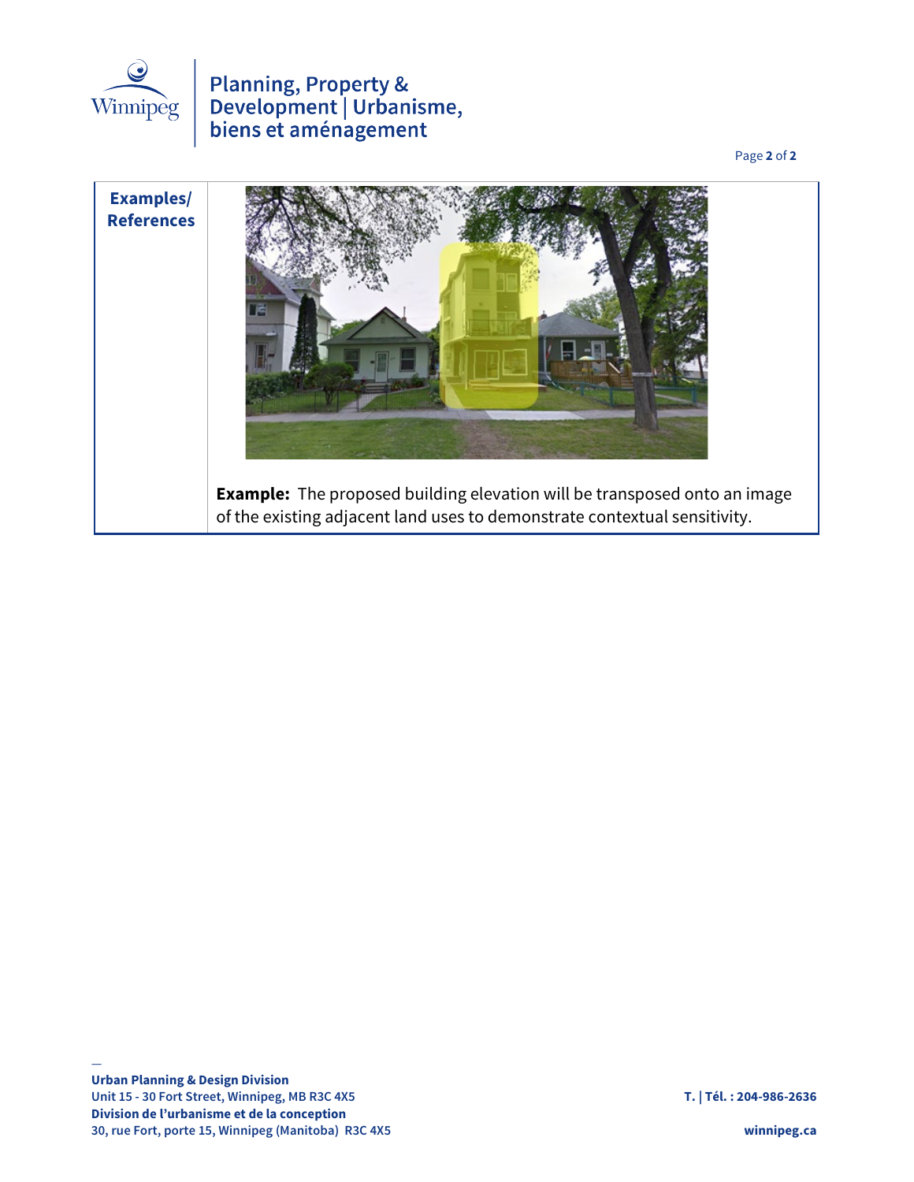| | |
|---|---|
| **Examples/ References** | **Example:** The proposed building elevation will be transposed onto an image of the existing adjacent land uses to demonstrate contextual sensitivity. |